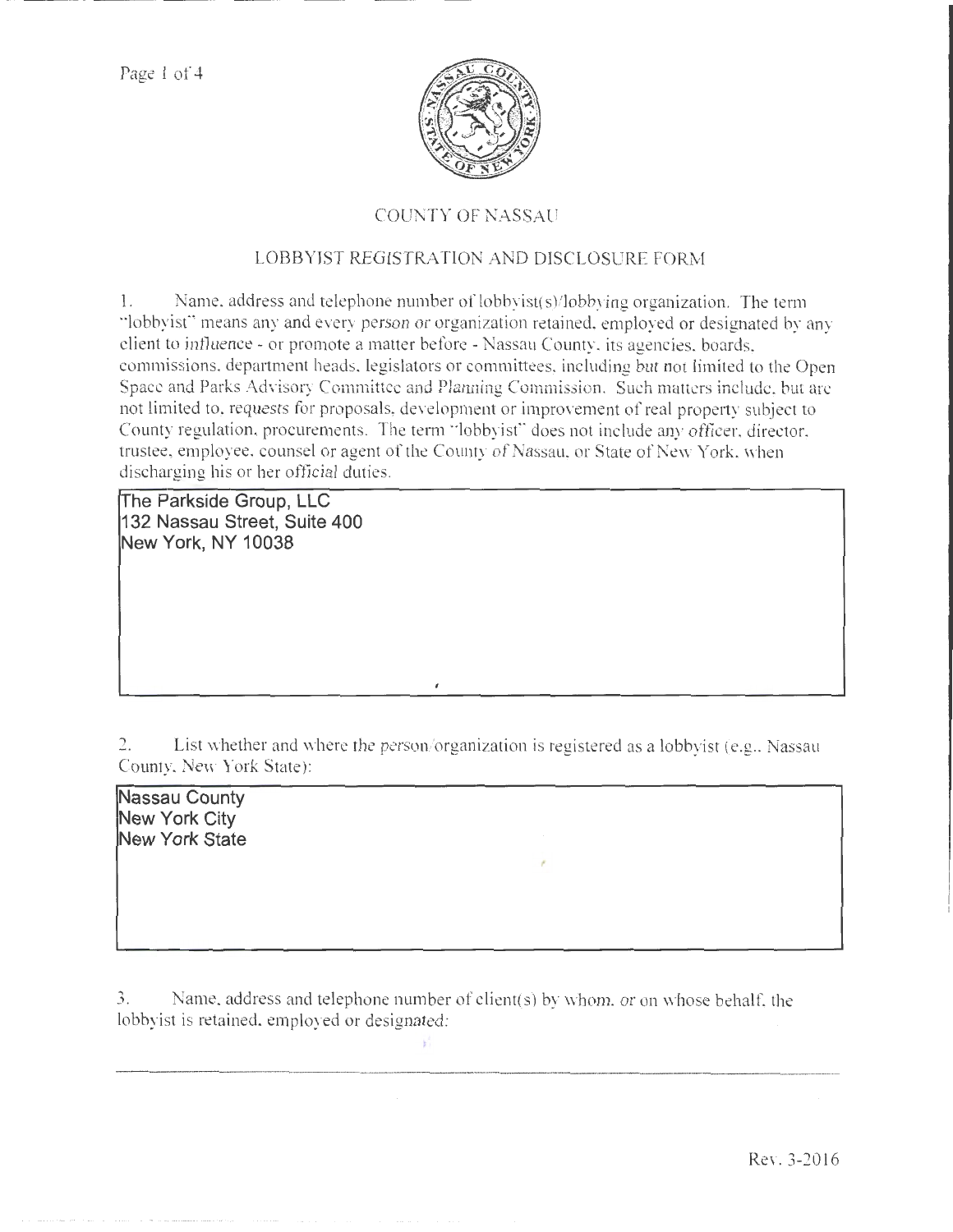COUNTY OF NASSAU

LOBBYIST REGISTRATION AND DISCLOSURE FORM

1. Name, address and telephone number of lobbyist(s)/lobbying organization. The term "lobbyist" means any and every person or organization retained, employed or designated by any client to influence - or promote a matter before - Nassau County, its agencies, boards, commissions, department heads, legislators or committees, including but not limited to the Open Space and Parks Advisory Committee and Planning Commission. Such matters include, but are not limited to, requests for proposals, development or improvement of real property subject to County regulation, procurements. The term "lobbyist" does not include any officer, director, trustee, employee, counsel or agent of the County of Nassau, or State of New York, when discharging his or her official duties.

The Parkside Group, LLC
132 Nassau Street, Suite 400
New York, NY 10038

2. List whether and where the person/organization is registered as a lobbyist (e.g., Nassau County, New York State):

Nassau County
New York City
New York State

3. Name, address and telephone number of client(s) by whom, or on whose behalf, the lobbyist is retained, employed or designated:

Rev. 3-2016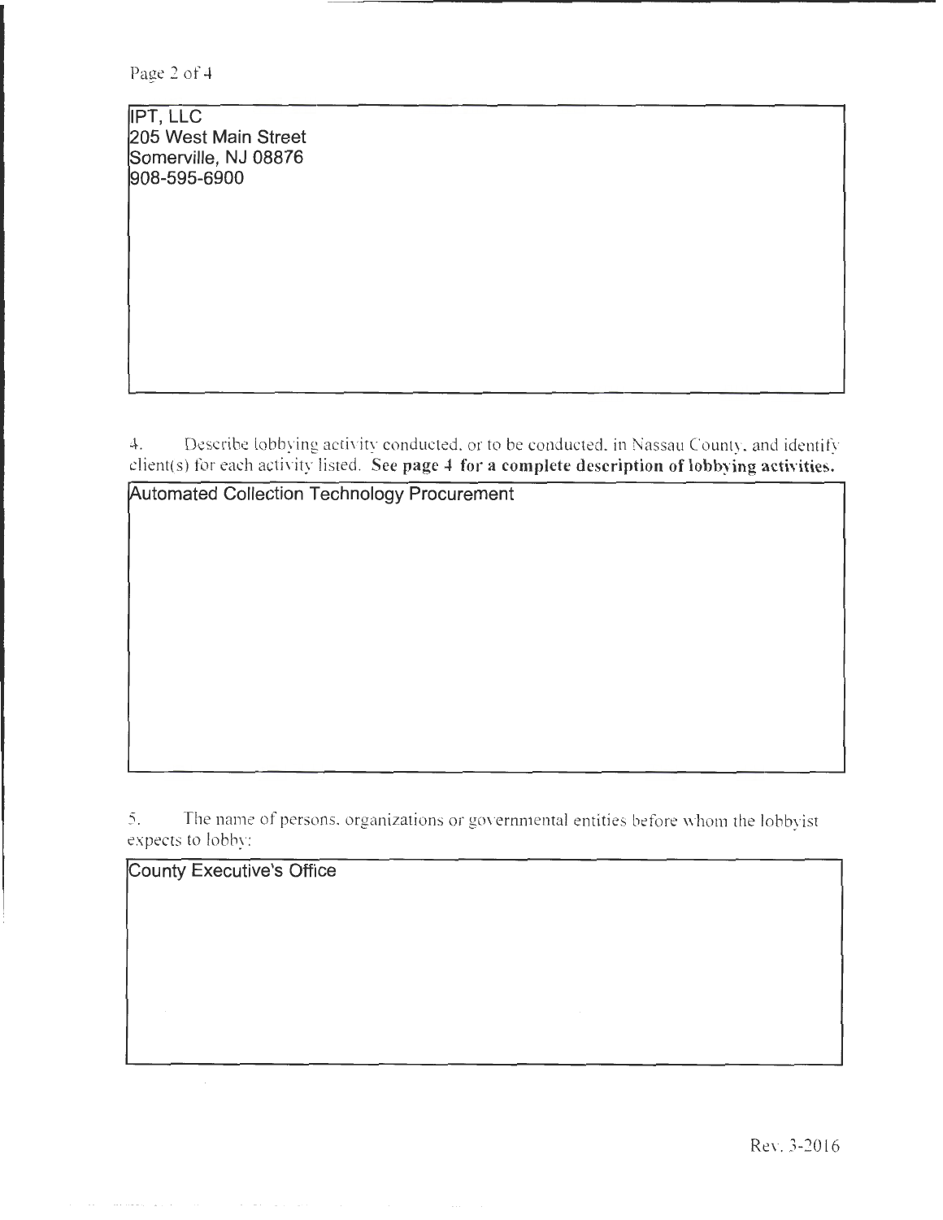IPT, LLC
205 West Main Street
Somerville, NJ 08876
908-595-6900

4. Describe lobbying activity conducted, or to be conducted, in Nassau County, and identify client(s) for each activity listed. **See page 4 for a complete description of lobbying activities.**

Automated Collection Technology Procurement

5. The name of persons, organizations or governmental entities before whom the lobbyist expects to lobby:

County Executive's Office

Rev. 3-2016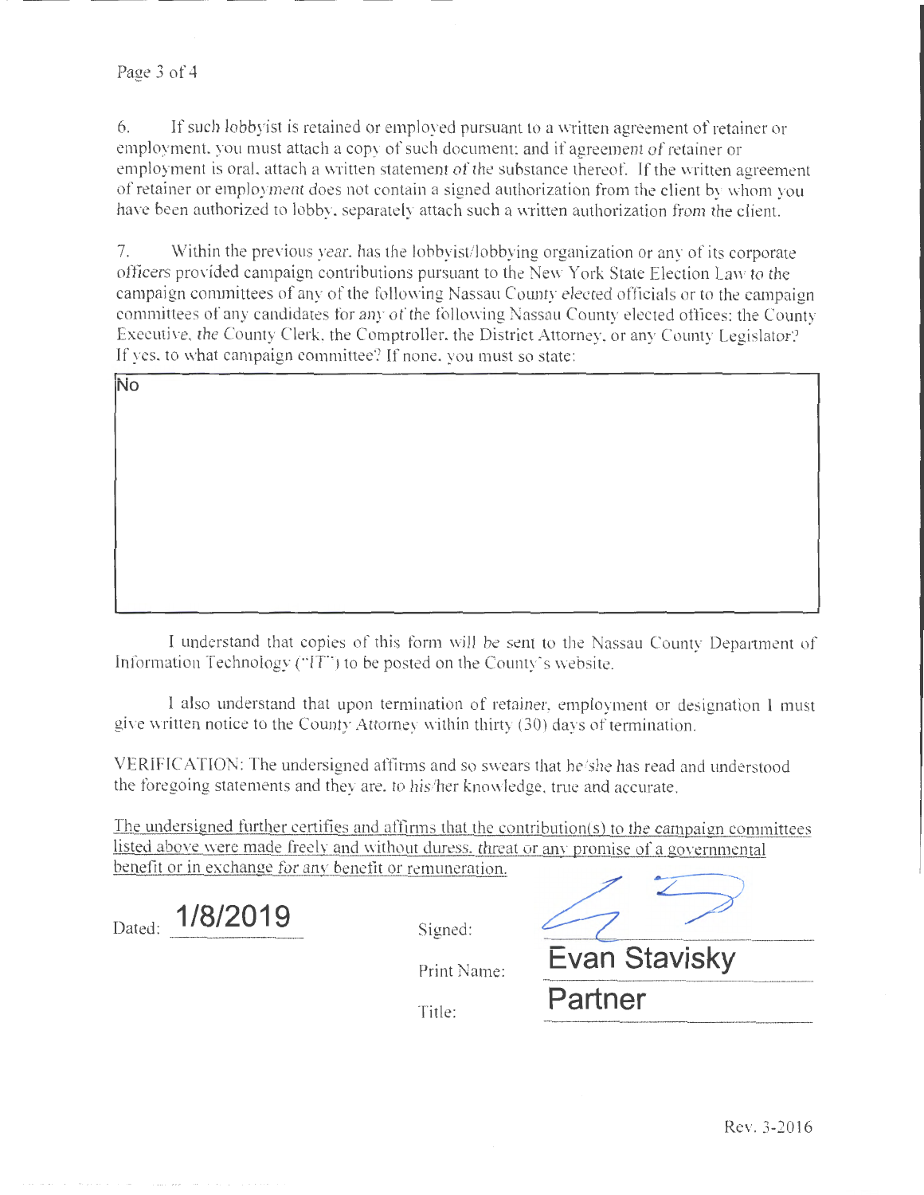6. If such lobbyist is retained or employed pursuant to a written agreement of retainer or employment, you must attach a copy of such document; and if agreement of retainer or employment is oral, attach a written statement of the substance thereof. If the written agreement of retainer or employment does not contain a signed authorization from the client by whom you have been authorized to lobby, separately attach such a written authorization from the client.

7. Within the previous year, has the lobbyist/lobbying organization or any of its corporate officers provided campaign contributions pursuant to the New York State Election Law to the campaign committees of any of the following Nassau County elected officials or to the campaign committees of any candidates for any of the following Nassau County elected offices: the County Executive, the County Clerk, the Comptroller, the District Attorney, or any County Legislator? If yes, to what campaign committee? If none, you must so state:

No

I understand that copies of this form will be sent to the Nassau County Department of Information Technology ("IT") to be posted on the County's website.

I also understand that upon termination of retainer, employment or designation I must give written notice to the County Attorney within thirty (30) days of termination.

VERIFICATION: The undersigned affirms and so swears that he/she has read and understood the foregoing statements and they are, to his/her knowledge, true and accurate.

<u>The undersigned further certifies and affirms that the contribution(s) to the campaign committees listed above were made freely and without duress, threat or any promise of a governmental benefit or in exchange for any benefit or remuneration.</u>

Dated: 1/8/2019

Signed: [signature]

Print Name: Evan Stavisky

Title: Partner

Rev. 3-2016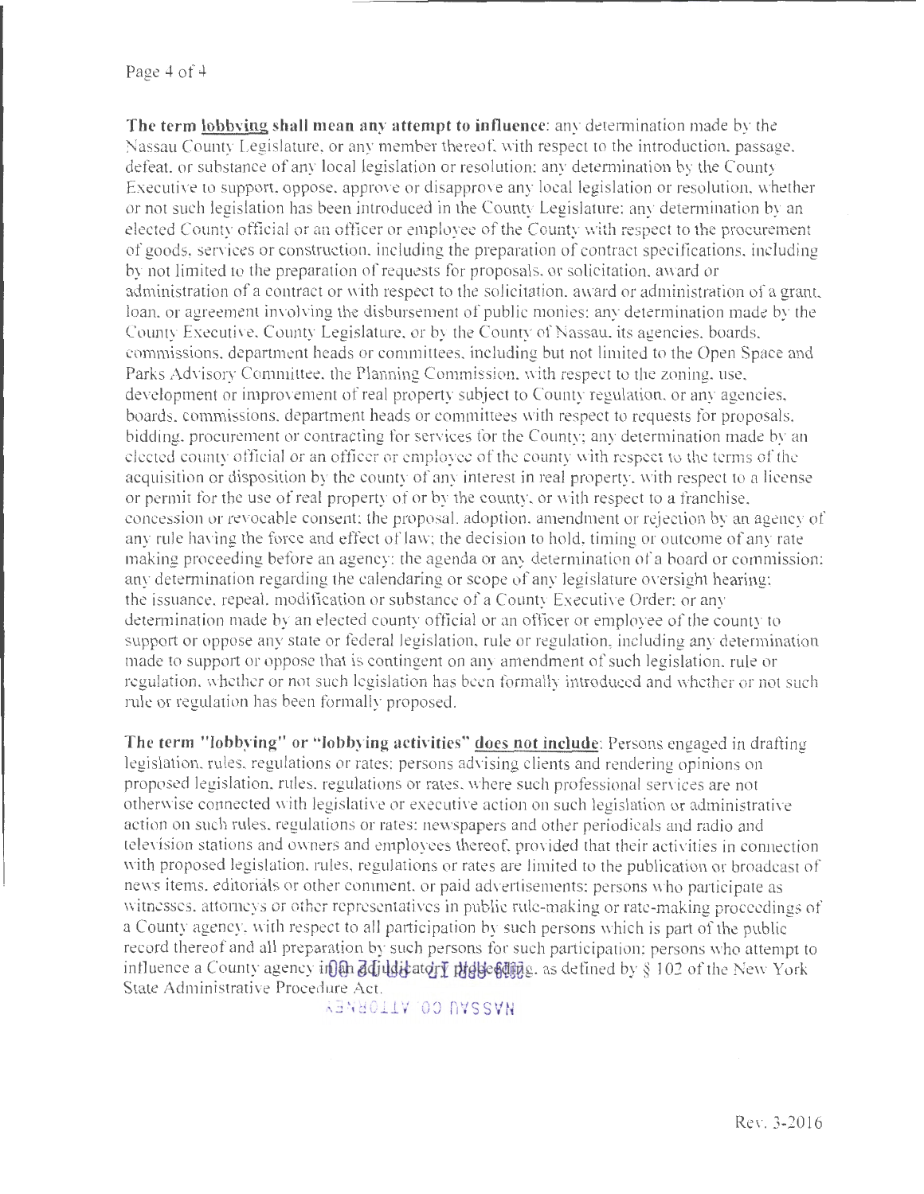**The term lobbying shall mean any attempt to influence**: any determination made by the Nassau County Legislature, or any member thereof, with respect to the introduction, passage, defeat, or substance of any local legislation or resolution; any determination by the County Executive to support, oppose, approve or disapprove any local legislation or resolution, whether or not such legislation has been introduced in the County Legislature; any determination by an elected County official or an officer or employee of the County with respect to the procurement of goods, services or construction, including the preparation of contract specifications, including by not limited to the preparation of requests for proposals, or solicitation, award or administration of a contract or with respect to the solicitation, award or administration of a grant, loan, or agreement involving the disbursement of public monies; any determination made by the County Executive, County Legislature, or by the County of Nassau, its agencies, boards, commissions, department heads or committees, including but not limited to the Open Space and Parks Advisory Committee, the Planning Commission, with respect to the zoning, use, development or improvement of real property subject to County regulation, or any agencies, boards, commissions, department heads or committees with respect to requests for proposals, bidding, procurement or contracting for services for the County; any determination made by an elected county official or an officer or employee of the county with respect to the terms of the acquisition or disposition by the county of any interest in real property, with respect to a license or permit for the use of real property of or by the county, or with respect to a franchise, concession or revocable consent; the proposal, adoption, amendment or rejection by an agency of any rule having the force and effect of law; the decision to hold, timing or outcome of any rate making proceeding before an agency; the agenda or any determination of a board or commission; any determination regarding the calendaring or scope of any legislature oversight hearing; the issuance, repeal, modification or substance of a County Executive Order; or any determination made by an elected county official or an officer or employee of the county to support or oppose any state or federal legislation, rule or regulation, including any determination made to support or oppose that is contingent on any amendment of such legislation, rule or regulation, whether or not such legislation has been formally introduced and whether or not such rule or regulation has been formally proposed.

**The term "lobbying" or "lobbying activities" does not include**: Persons engaged in drafting legislation, rules, regulations or rates; persons advising clients and rendering opinions on proposed legislation, rules, regulations or rates, where such professional services are not otherwise connected with legislative or executive action on such legislation or administrative action on such rules, regulations or rates; newspapers and other periodicals and radio and television stations and owners and employees thereof, provided that their activities in connection with proposed legislation, rules, regulations or rates are limited to the publication or broadcast of news items, editorials or other comment, or paid advertisements; persons who participate as witnesses, attorneys or other representatives in public rule-making or rate-making proceedings of a County agency, with respect to all participation by such persons which is part of the public record thereof and all preparation by such persons for such participation; persons who attempt to influence a County agency in an adjudicatory proceeding, as defined by § 102 of the New York State Administrative Procedure Act.

Rev. 3-2016